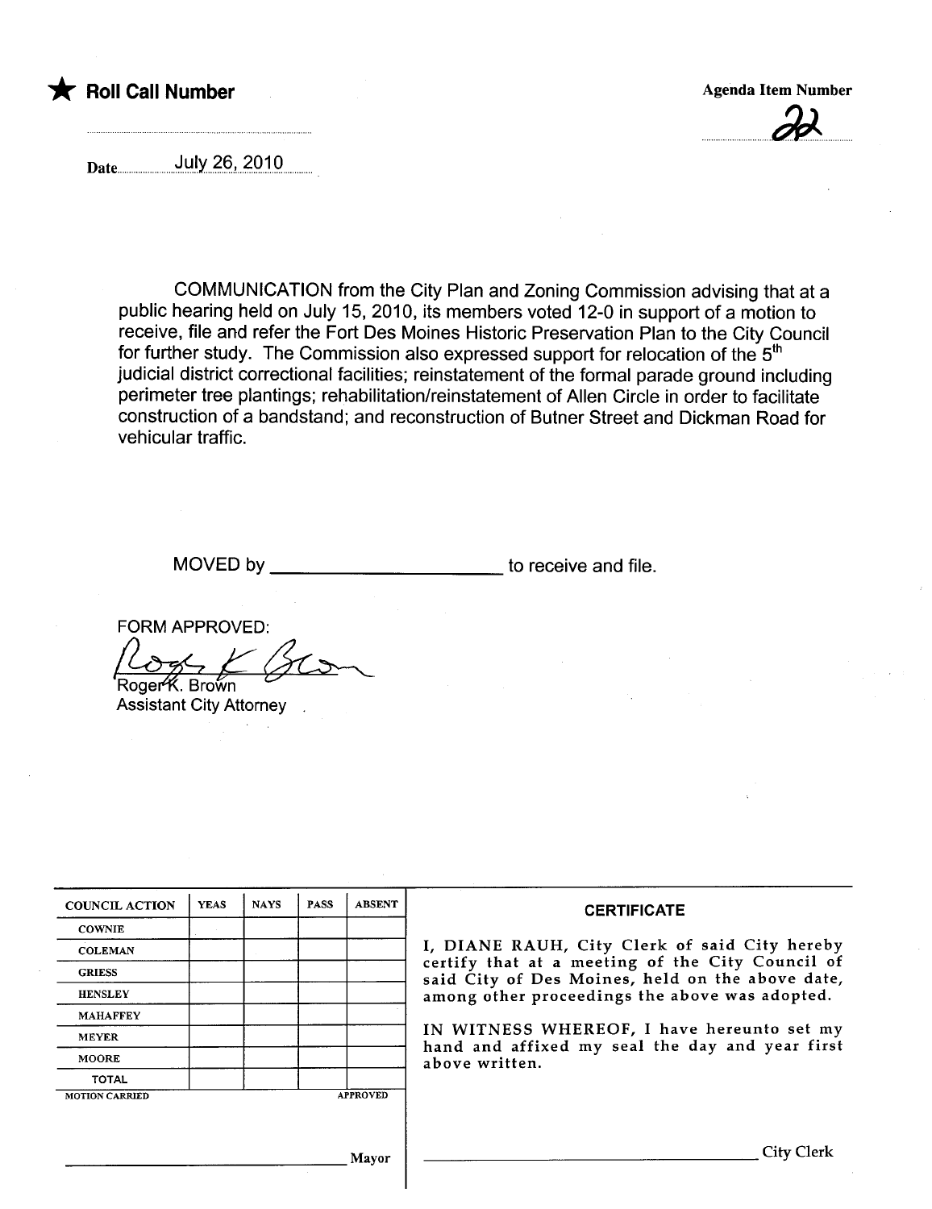★ **Roll Call Number**

**Agenda Item Number**

22

Date July 26, 2010

COMMUNICATION from the City Plan and Zoning Commission advising that at a public hearing held on July 15, 2010, its members voted 12-0 in support of a motion to receive, file and refer the Fort Des Moines Historic Preservation Plan to the City Council for further study. The Commission also expressed support for relocation of the 5th judicial district correctional facilities; reinstatement of the formal parade ground including perimeter tree plantings; rehabilitation/reinstatement of Allen Circle in order to facilitate construction of a bandstand; and reconstruction of Butner Street and Dickman Road for vehicular traffic.

MOVED by ______________________ to receive and file.

FORM APPROVED:

Roger K. Brown
Assistant City Attorney

| COUNCIL ACTION | YEAS | NAYS | PASS | ABSENT |
|---|---|---|---|---|
| COWNIE | | | | |
| COLEMAN | | | | |
| GRIESS | | | | |
| HENSLEY | | | | |
| MAHAFFEY | | | | |
| MEYER | | | | |
| MOORE | | | | |
| TOTAL | | | | |
| MOTION CARRIED | | | | APPROVED |

______________________ Mayor

**CERTIFICATE**

I, DIANE RAUH, City Clerk of said City hereby certify that at a meeting of the City Council of said City of Des Moines, held on the above date, among other proceedings the above was adopted.

IN WITNESS WHEREOF, I have hereunto set my hand and affixed my seal the day and year first above written.

______________________ City Clerk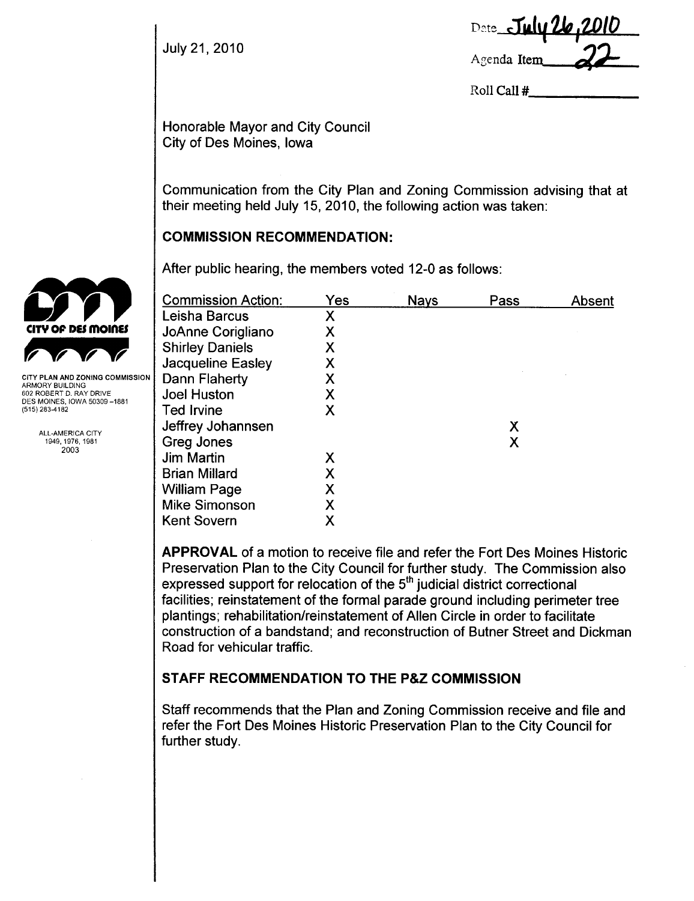July 21, 2010

Date July 26, 2010

Agenda Item 22

Roll Call #\_\_\_\_\_\_\_\_\_\_

CITY PLAN AND ZONING COMMISSION
ARMORY BUILDING
602 ROBERT D. RAY DRIVE
DES MOINES, IOWA 50309-1881
(515) 283-4182

ALL-AMERICA CITY
1949, 1976, 1981
2003

Honorable Mayor and City Council
City of Des Moines, Iowa

Communication from the City Plan and Zoning Commission advising that at their meeting held July 15, 2010, the following action was taken:

## COMMISSION RECOMMENDATION:

After public hearing, the members voted 12-0 as follows:

| Commission Action: | Yes | Nays | Pass | Absent |
|---|---|---|---|---|
| Leisha Barcus | X | | | |
| JoAnne Corigliano | X | | | |
| Shirley Daniels | X | | | |
| Jacqueline Easley | X | | | |
| Dann Flaherty | X | | | |
| Joel Huston | X | | | |
| Ted Irvine | X | | | |
| Jeffrey Johannsen | | | X | |
| Greg Jones | | | X | |
| Jim Martin | X | | | |
| Brian Millard | X | | | |
| William Page | X | | | |
| Mike Simonson | X | | | |
| Kent Sovern | X | | | |

**APPROVAL** of a motion to receive file and refer the Fort Des Moines Historic Preservation Plan to the City Council for further study. The Commission also expressed support for relocation of the 5th judicial district correctional facilities; reinstatement of the formal parade ground including perimeter tree plantings; rehabilitation/reinstatement of Allen Circle in order to facilitate construction of a bandstand; and reconstruction of Butner Street and Dickman Road for vehicular traffic.

## STAFF RECOMMENDATION TO THE P&Z COMMISSION

Staff recommends that the Plan and Zoning Commission receive and file and refer the Fort Des Moines Historic Preservation Plan to the City Council for further study.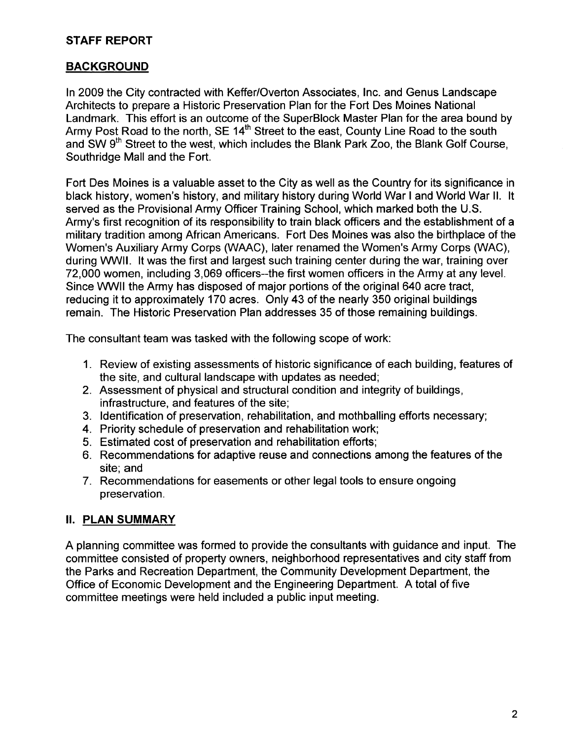## STAFF REPORT

## BACKGROUND

In 2009 the City contracted with Keffer/Overton Associates, Inc. and Genus Landscape Architects to prepare a Historic Preservation Plan for the Fort Des Moines National Landmark. This effort is an outcome of the SuperBlock Master Plan for the area bound by Army Post Road to the north, SE 14th Street to the east, County Line Road to the south and SW 9th Street to the west, which includes the Blank Park Zoo, the Blank Golf Course, Southridge Mall and the Fort.

Fort Des Moines is a valuable asset to the City as well as the Country for its significance in black history, women's history, and military history during World War I and World War II. It served as the Provisional Army Officer Training School, which marked both the U.S. Army's first recognition of its responsibility to train black officers and the establishment of a military tradition among African Americans. Fort Des Moines was also the birthplace of the Women's Auxiliary Army Corps (WAAC), later renamed the Women's Army Corps (WAC), during WWII. It was the first and largest such training center during the war, training over 72,000 women, including 3,069 officers--the first women officers in the Army at any level. Since WWII the Army has disposed of major portions of the original 640 acre tract, reducing it to approximately 170 acres. Only 43 of the nearly 350 original buildings remain. The Historic Preservation Plan addresses 35 of those remaining buildings.

The consultant team was tasked with the following scope of work:

1. Review of existing assessments of historic significance of each building, features of the site, and cultural landscape with updates as needed;
2. Assessment of physical and structural condition and integrity of buildings, infrastructure, and features of the site;
3. Identification of preservation, rehabilitation, and mothballing efforts necessary;
4. Priority schedule of preservation and rehabilitation work;
5. Estimated cost of preservation and rehabilitation efforts;
6. Recommendations for adaptive reuse and connections among the features of the site; and
7. Recommendations for easements or other legal tools to ensure ongoing preservation.

## II. PLAN SUMMARY

A planning committee was formed to provide the consultants with guidance and input. The committee consisted of property owners, neighborhood representatives and city staff from the Parks and Recreation Department, the Community Development Department, the Office of Economic Development and the Engineering Department. A total of five committee meetings were held included a public input meeting.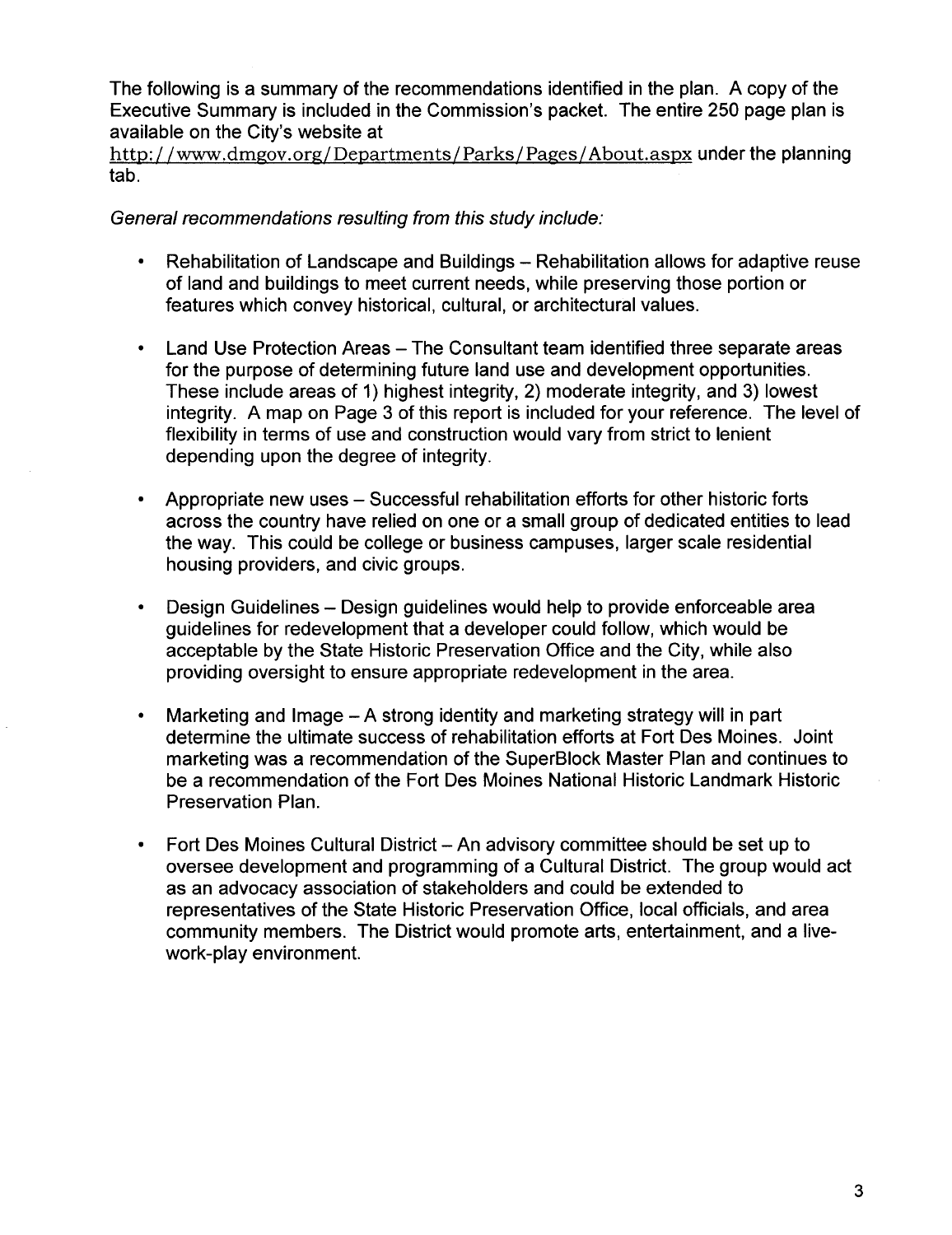The following is a summary of the recommendations identified in the plan. A copy of the Executive Summary is included in the Commission's packet. The entire 250 page plan is available on the City's website at http://www.dmgov.org/Departments/Parks/Pages/About.aspx under the planning tab.

*General recommendations resulting from this study include:*

- Rehabilitation of Landscape and Buildings – Rehabilitation allows for adaptive reuse of land and buildings to meet current needs, while preserving those portion or features which convey historical, cultural, or architectural values.

- Land Use Protection Areas – The Consultant team identified three separate areas for the purpose of determining future land use and development opportunities. These include areas of 1) highest integrity, 2) moderate integrity, and 3) lowest integrity. A map on Page 3 of this report is included for your reference. The level of flexibility in terms of use and construction would vary from strict to lenient depending upon the degree of integrity.

- Appropriate new uses – Successful rehabilitation efforts for other historic forts across the country have relied on one or a small group of dedicated entities to lead the way. This could be college or business campuses, larger scale residential housing providers, and civic groups.

- Design Guidelines – Design guidelines would help to provide enforceable area guidelines for redevelopment that a developer could follow, which would be acceptable by the State Historic Preservation Office and the City, while also providing oversight to ensure appropriate redevelopment in the area.

- Marketing and Image – A strong identity and marketing strategy will in part determine the ultimate success of rehabilitation efforts at Fort Des Moines. Joint marketing was a recommendation of the SuperBlock Master Plan and continues to be a recommendation of the Fort Des Moines National Historic Landmark Historic Preservation Plan.

- Fort Des Moines Cultural District – An advisory committee should be set up to oversee development and programming of a Cultural District. The group would act as an advocacy association of stakeholders and could be extended to representatives of the State Historic Preservation Office, local officials, and area community members. The District would promote arts, entertainment, and a live-work-play environment.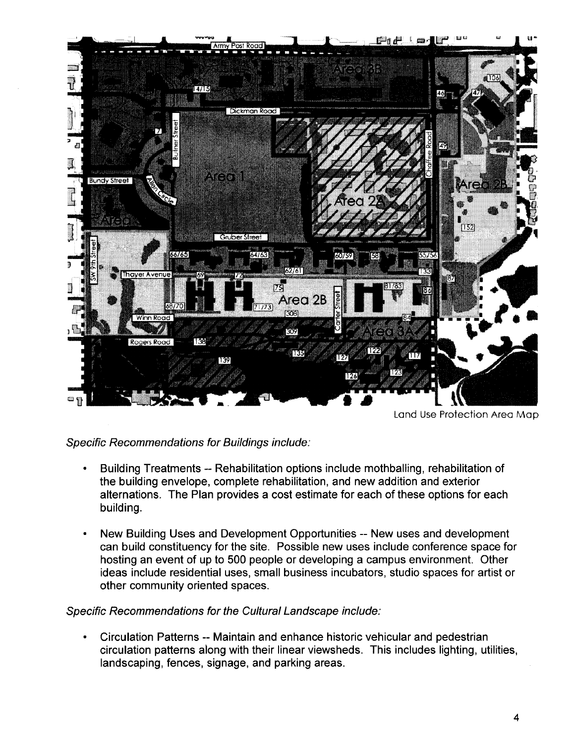Land Use Protection Area Map

*Specific Recommendations for Buildings include:*

- Building Treatments -- Rehabilitation options include mothballing, rehabilitation of the building envelope, complete rehabilitation, and new addition and exterior alternations. The Plan provides a cost estimate for each of these options for each building.

- New Building Uses and Development Opportunities -- New uses and development can build constituency for the site. Possible new uses include conference space for hosting an event of up to 500 people or developing a campus environment. Other ideas include residential uses, small business incubators, studio spaces for artist or other community oriented spaces.

*Specific Recommendations for the Cultural Landscape include:*

- Circulation Patterns -- Maintain and enhance historic vehicular and pedestrian circulation patterns along with their linear viewsheds. This includes lighting, utilities, landscaping, fences, signage, and parking areas.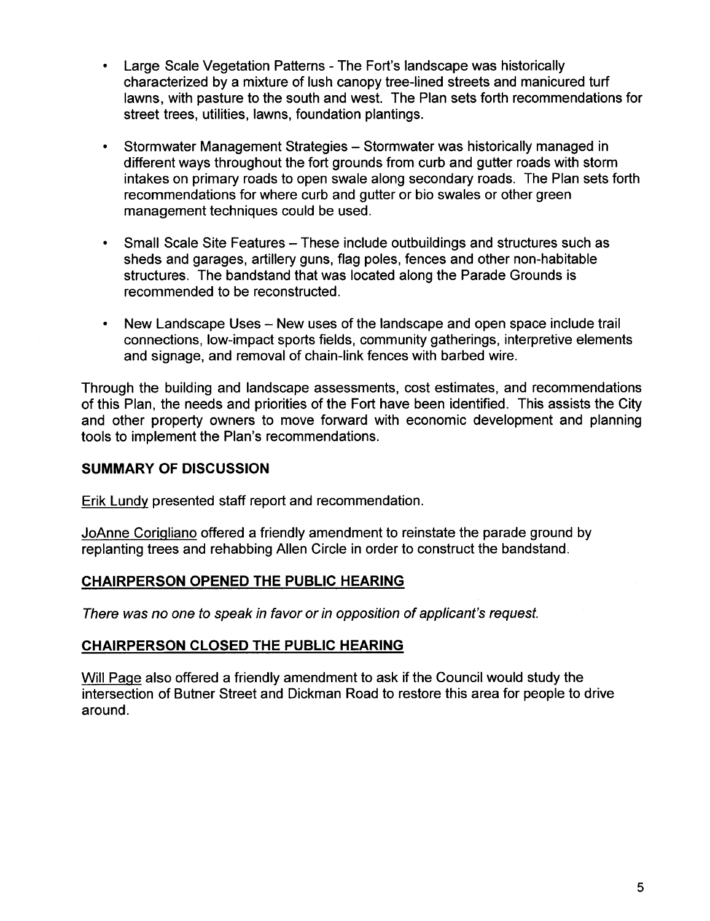- Large Scale Vegetation Patterns - The Fort's landscape was historically characterized by a mixture of lush canopy tree-lined streets and manicured turf lawns, with pasture to the south and west. The Plan sets forth recommendations for street trees, utilities, lawns, foundation plantings.
- Stormwater Management Strategies – Stormwater was historically managed in different ways throughout the fort grounds from curb and gutter roads with storm intakes on primary roads to open swale along secondary roads. The Plan sets forth recommendations for where curb and gutter or bio swales or other green management techniques could be used.
- Small Scale Site Features – These include outbuildings and structures such as sheds and garages, artillery guns, flag poles, fences and other non-habitable structures. The bandstand that was located along the Parade Grounds is recommended to be reconstructed.
- New Landscape Uses – New uses of the landscape and open space include trail connections, low-impact sports fields, community gatherings, interpretive elements and signage, and removal of chain-link fences with barbed wire.

Through the building and landscape assessments, cost estimates, and recommendations of this Plan, the needs and priorities of the Fort have been identified. This assists the City and other property owners to move forward with economic development and planning tools to implement the Plan's recommendations.

## SUMMARY OF DISCUSSION

Erik Lundy presented staff report and recommendation.

JoAnne Corigliano offered a friendly amendment to reinstate the parade ground by replanting trees and rehabbing Allen Circle in order to construct the bandstand.

## CHAIRPERSON OPENED THE PUBLIC HEARING

*There was no one to speak in favor or in opposition of applicant's request.*

## CHAIRPERSON CLOSED THE PUBLIC HEARING

Will Page also offered a friendly amendment to ask if the Council would study the intersection of Butner Street and Dickman Road to restore this area for people to drive around.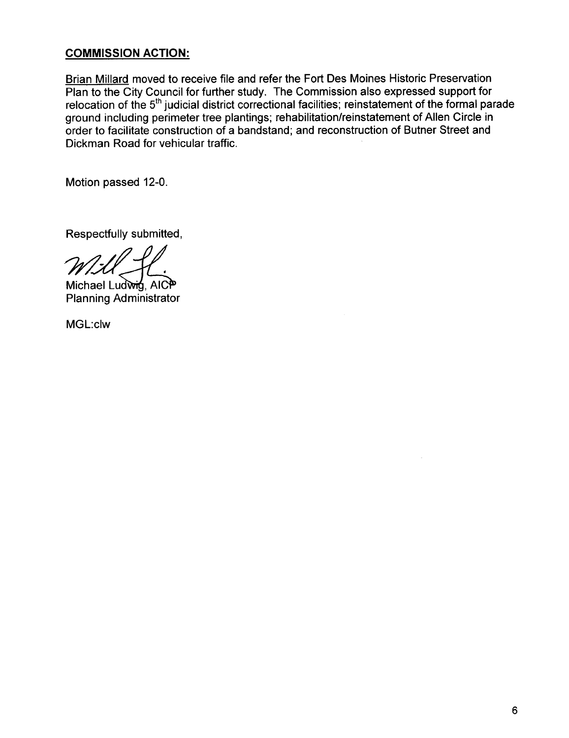**COMMISSION ACTION:**

Brian Millard moved to receive file and refer the Fort Des Moines Historic Preservation Plan to the City Council for further study. The Commission also expressed support for relocation of the 5th judicial district correctional facilities; reinstatement of the formal parade ground including perimeter tree plantings; rehabilitation/reinstatement of Allen Circle in order to facilitate construction of a bandstand; and reconstruction of Butner Street and Dickman Road for vehicular traffic.

Motion passed 12-0.

Respectfully submitted,

Michael Ludwig, AICP
Planning Administrator

MGL:clw